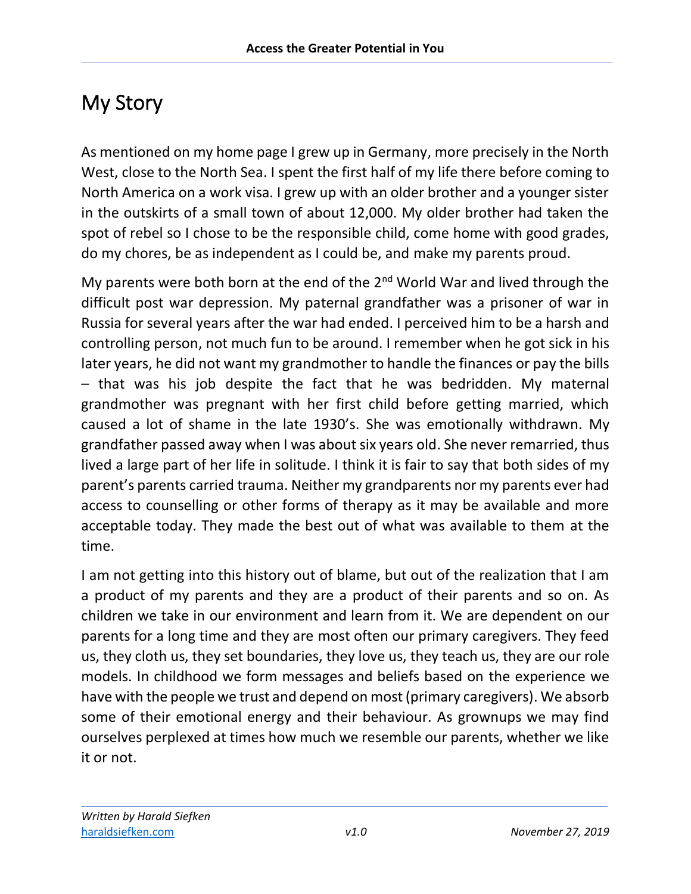# My Story

As mentioned on my home page I grew up in Germany, more precisely in the North West, close to the North Sea. I spent the first half of my life there before coming to North America on a work visa. I grew up with an older brother and a younger sister in the outskirts of a small town of about 12,000. My older brother had taken the spot of rebel so I chose to be the responsible child, come home with good grades, do my chores, be as independent as I could be, and make my parents proud.

My parents were both born at the end of the 2nd World War and lived through the difficult post war depression. My paternal grandfather was a prisoner of war in Russia for several years after the war had ended. I perceived him to be a harsh and controlling person, not much fun to be around. I remember when he got sick in his later years, he did not want my grandmother to handle the finances or pay the bills – that was his job despite the fact that he was bedridden. My maternal grandmother was pregnant with her first child before getting married, which caused a lot of shame in the late 1930's. She was emotionally withdrawn. My grandfather passed away when I was about six years old. She never remarried, thus lived a large part of her life in solitude. I think it is fair to say that both sides of my parent's parents carried trauma. Neither my grandparents nor my parents ever had access to counselling or other forms of therapy as it may be available and more acceptable today. They made the best out of what was available to them at the time.

I am not getting into this history out of blame, but out of the realization that I am a product of my parents and they are a product of their parents and so on. As children we take in our environment and learn from it. We are dependent on our parents for a long time and they are most often our primary caregivers. They feed us, they cloth us, they set boundaries, they love us, they teach us, they are our role models. In childhood we form messages and beliefs based on the experience we have with the people we trust and depend on most (primary caregivers). We absorb some of their emotional energy and their behaviour. As grownups we may find ourselves perplexed at times how much we resemble our parents, whether we like it or not.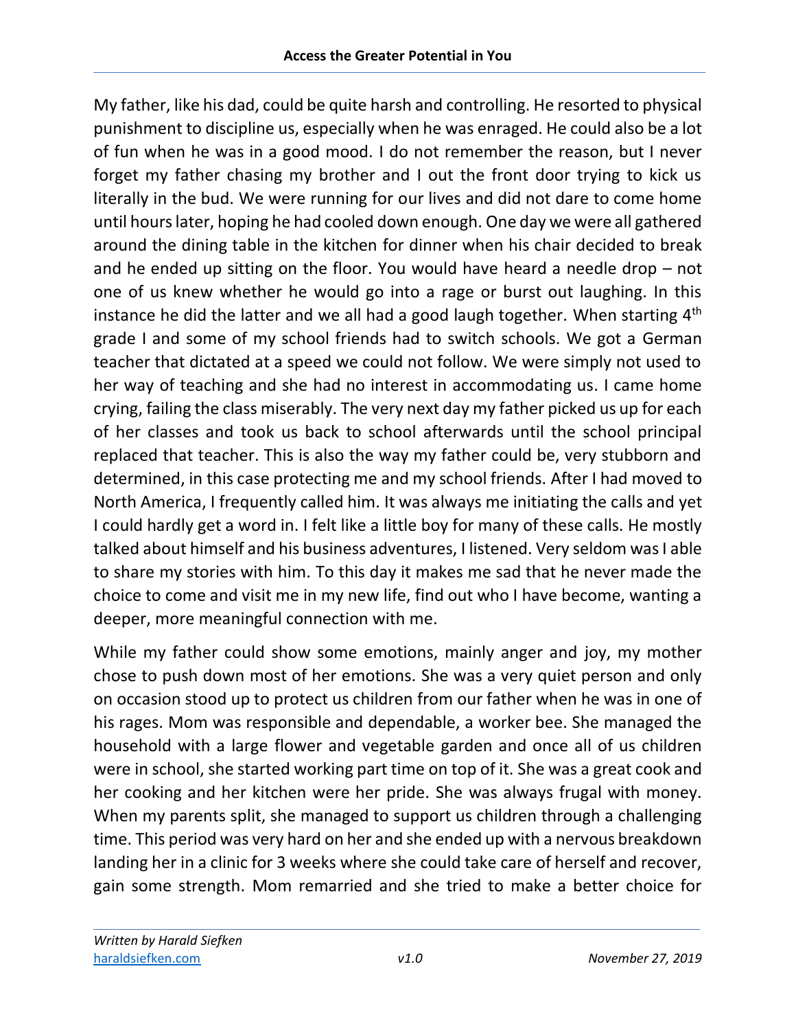My father, like his dad, could be quite harsh and controlling. He resorted to physical punishment to discipline us, especially when he was enraged. He could also be a lot of fun when he was in a good mood. I do not remember the reason, but I never forget my father chasing my brother and I out the front door trying to kick us literally in the bud. We were running for our lives and did not dare to come home until hours later, hoping he had cooled down enough. One day we were all gathered around the dining table in the kitchen for dinner when his chair decided to break and he ended up sitting on the floor. You would have heard a needle drop – not one of us knew whether he would go into a rage or burst out laughing. In this instance he did the latter and we all had a good laugh together. When starting 4th grade I and some of my school friends had to switch schools. We got a German teacher that dictated at a speed we could not follow. We were simply not used to her way of teaching and she had no interest in accommodating us. I came home crying, failing the class miserably. The very next day my father picked us up for each of her classes and took us back to school afterwards until the school principal replaced that teacher. This is also the way my father could be, very stubborn and determined, in this case protecting me and my school friends. After I had moved to North America, I frequently called him. It was always me initiating the calls and yet I could hardly get a word in. I felt like a little boy for many of these calls. He mostly talked about himself and his business adventures, I listened. Very seldom was I able to share my stories with him. To this day it makes me sad that he never made the choice to come and visit me in my new life, find out who I have become, wanting a deeper, more meaningful connection with me.

While my father could show some emotions, mainly anger and joy, my mother chose to push down most of her emotions. She was a very quiet person and only on occasion stood up to protect us children from our father when he was in one of his rages. Mom was responsible and dependable, a worker bee. She managed the household with a large flower and vegetable garden and once all of us children were in school, she started working part time on top of it. She was a great cook and her cooking and her kitchen were her pride. She was always frugal with money. When my parents split, she managed to support us children through a challenging time. This period was very hard on her and she ended up with a nervous breakdown landing her in a clinic for 3 weeks where she could take care of herself and recover, gain some strength. Mom remarried and she tried to make a better choice for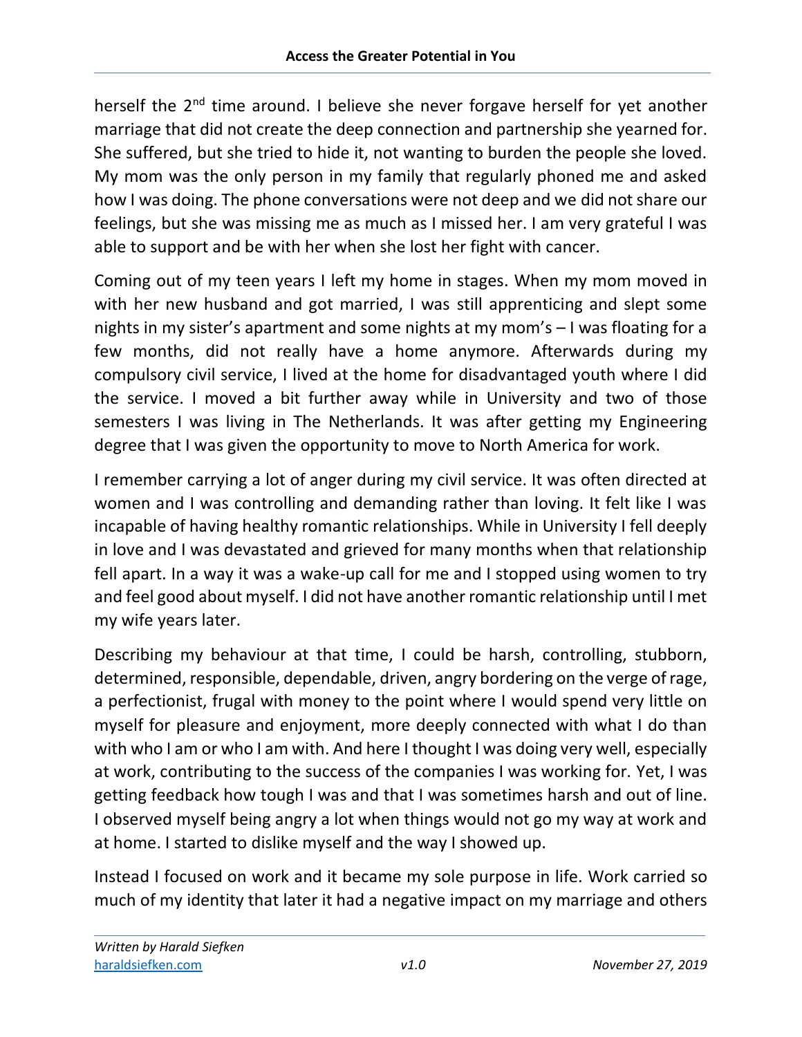herself the 2nd time around. I believe she never forgave herself for yet another marriage that did not create the deep connection and partnership she yearned for. She suffered, but she tried to hide it, not wanting to burden the people she loved. My mom was the only person in my family that regularly phoned me and asked how I was doing. The phone conversations were not deep and we did not share our feelings, but she was missing me as much as I missed her. I am very grateful I was able to support and be with her when she lost her fight with cancer.

Coming out of my teen years I left my home in stages. When my mom moved in with her new husband and got married, I was still apprenticing and slept some nights in my sister's apartment and some nights at my mom's – I was floating for a few months, did not really have a home anymore. Afterwards during my compulsory civil service, I lived at the home for disadvantaged youth where I did the service. I moved a bit further away while in University and two of those semesters I was living in The Netherlands. It was after getting my Engineering degree that I was given the opportunity to move to North America for work.

I remember carrying a lot of anger during my civil service. It was often directed at women and I was controlling and demanding rather than loving. It felt like I was incapable of having healthy romantic relationships. While in University I fell deeply in love and I was devastated and grieved for many months when that relationship fell apart. In a way it was a wake-up call for me and I stopped using women to try and feel good about myself. I did not have another romantic relationship until I met my wife years later.

Describing my behaviour at that time, I could be harsh, controlling, stubborn, determined, responsible, dependable, driven, angry bordering on the verge of rage, a perfectionist, frugal with money to the point where I would spend very little on myself for pleasure and enjoyment, more deeply connected with what I do than with who I am or who I am with. And here I thought I was doing very well, especially at work, contributing to the success of the companies I was working for. Yet, I was getting feedback how tough I was and that I was sometimes harsh and out of line. I observed myself being angry a lot when things would not go my way at work and at home. I started to dislike myself and the way I showed up.

Instead I focused on work and it became my sole purpose in life. Work carried so much of my identity that later it had a negative impact on my marriage and others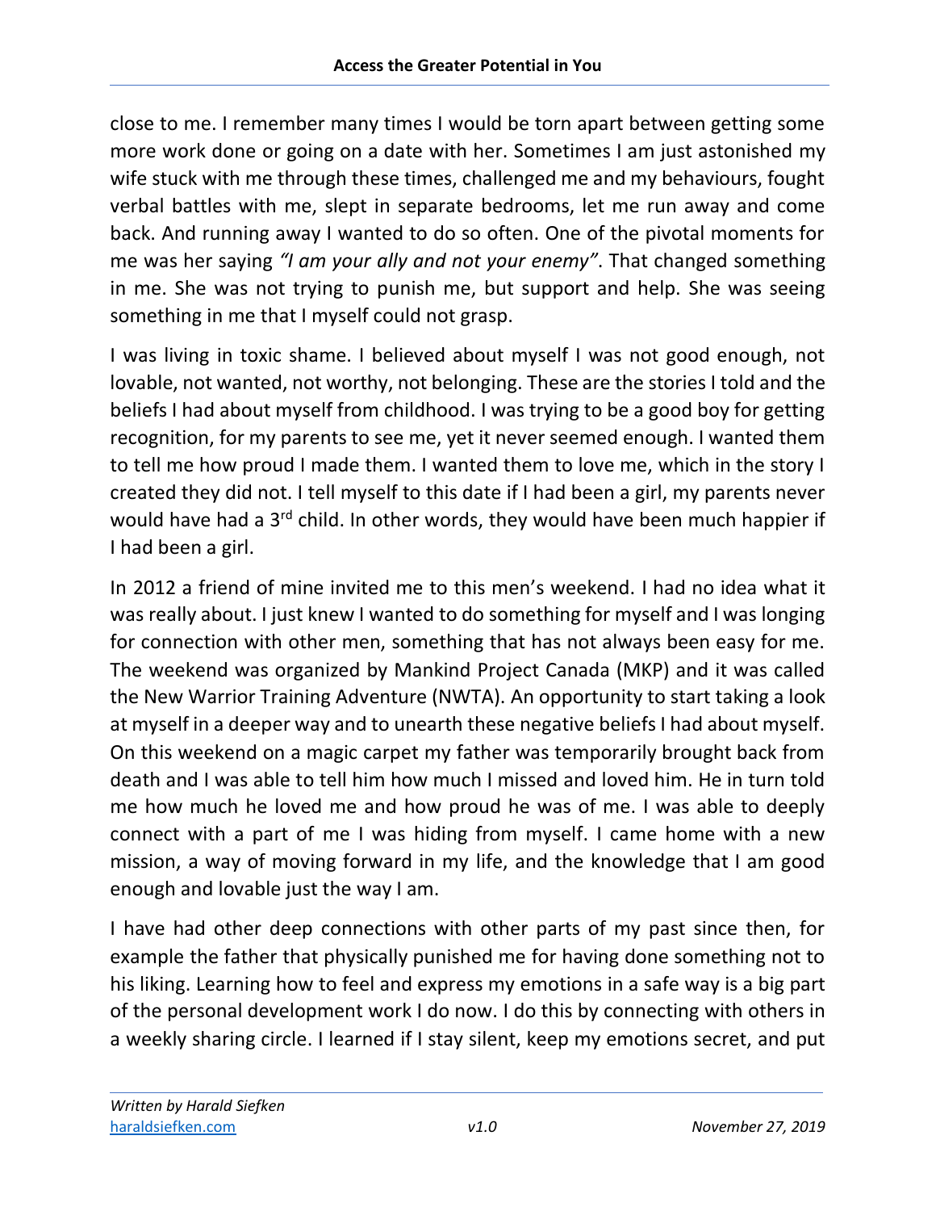close to me. I remember many times I would be torn apart between getting some more work done or going on a date with her. Sometimes I am just astonished my wife stuck with me through these times, challenged me and my behaviours, fought verbal battles with me, slept in separate bedrooms, let me run away and come back. And running away I wanted to do so often. One of the pivotal moments for me was her saying *"I am your ally and not your enemy"*. That changed something in me. She was not trying to punish me, but support and help. She was seeing something in me that I myself could not grasp.

I was living in toxic shame. I believed about myself I was not good enough, not lovable, not wanted, not worthy, not belonging. These are the stories I told and the beliefs I had about myself from childhood. I was trying to be a good boy for getting recognition, for my parents to see me, yet it never seemed enough. I wanted them to tell me how proud I made them. I wanted them to love me, which in the story I created they did not. I tell myself to this date if I had been a girl, my parents never would have had a 3rd child. In other words, they would have been much happier if I had been a girl.

In 2012 a friend of mine invited me to this men's weekend. I had no idea what it was really about. I just knew I wanted to do something for myself and I was longing for connection with other men, something that has not always been easy for me. The weekend was organized by Mankind Project Canada (MKP) and it was called the New Warrior Training Adventure (NWTA). An opportunity to start taking a look at myself in a deeper way and to unearth these negative beliefs I had about myself. On this weekend on a magic carpet my father was temporarily brought back from death and I was able to tell him how much I missed and loved him. He in turn told me how much he loved me and how proud he was of me. I was able to deeply connect with a part of me I was hiding from myself. I came home with a new mission, a way of moving forward in my life, and the knowledge that I am good enough and lovable just the way I am.

I have had other deep connections with other parts of my past since then, for example the father that physically punished me for having done something not to his liking. Learning how to feel and express my emotions in a safe way is a big part of the personal development work I do now. I do this by connecting with others in a weekly sharing circle. I learned if I stay silent, keep my emotions secret, and put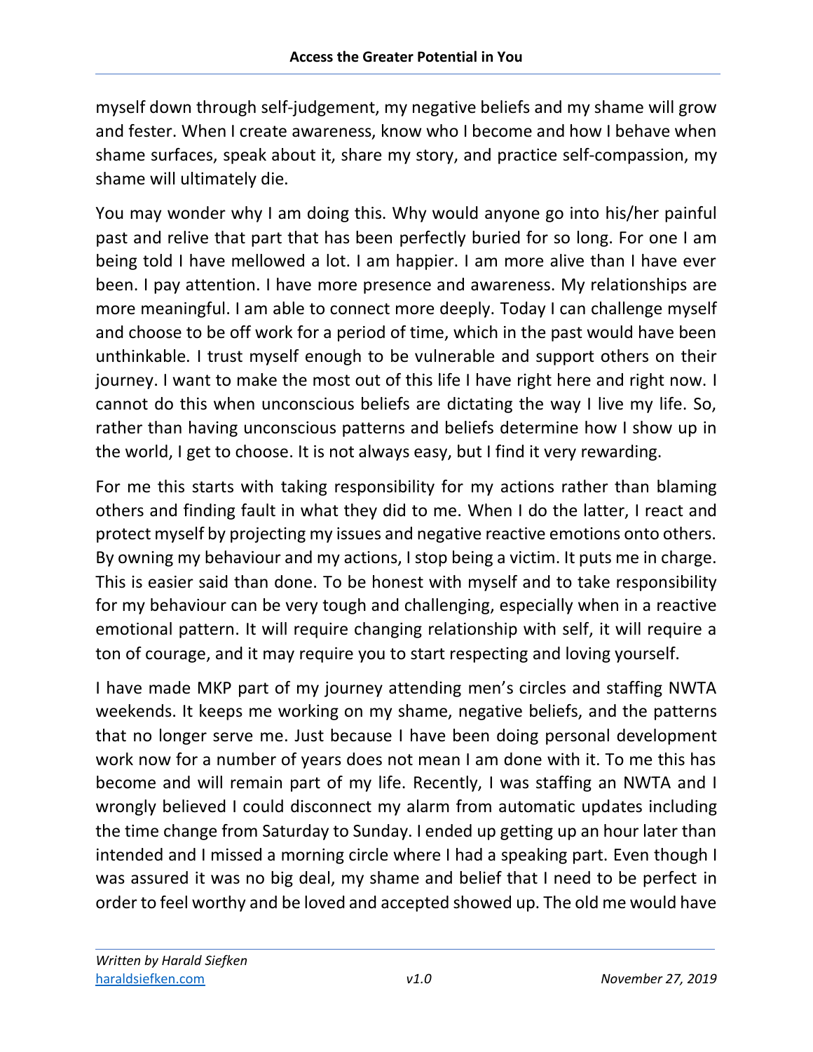myself down through self-judgement, my negative beliefs and my shame will grow and fester. When I create awareness, know who I become and how I behave when shame surfaces, speak about it, share my story, and practice self-compassion, my shame will ultimately die.

You may wonder why I am doing this. Why would anyone go into his/her painful past and relive that part that has been perfectly buried for so long. For one I am being told I have mellowed a lot. I am happier. I am more alive than I have ever been. I pay attention. I have more presence and awareness. My relationships are more meaningful. I am able to connect more deeply. Today I can challenge myself and choose to be off work for a period of time, which in the past would have been unthinkable. I trust myself enough to be vulnerable and support others on their journey. I want to make the most out of this life I have right here and right now. I cannot do this when unconscious beliefs are dictating the way I live my life. So, rather than having unconscious patterns and beliefs determine how I show up in the world, I get to choose. It is not always easy, but I find it very rewarding.

For me this starts with taking responsibility for my actions rather than blaming others and finding fault in what they did to me. When I do the latter, I react and protect myself by projecting my issues and negative reactive emotions onto others. By owning my behaviour and my actions, I stop being a victim. It puts me in charge. This is easier said than done. To be honest with myself and to take responsibility for my behaviour can be very tough and challenging, especially when in a reactive emotional pattern. It will require changing relationship with self, it will require a ton of courage, and it may require you to start respecting and loving yourself.

I have made MKP part of my journey attending men's circles and staffing NWTA weekends. It keeps me working on my shame, negative beliefs, and the patterns that no longer serve me. Just because I have been doing personal development work now for a number of years does not mean I am done with it. To me this has become and will remain part of my life. Recently, I was staffing an NWTA and I wrongly believed I could disconnect my alarm from automatic updates including the time change from Saturday to Sunday. I ended up getting up an hour later than intended and I missed a morning circle where I had a speaking part. Even though I was assured it was no big deal, my shame and belief that I need to be perfect in order to feel worthy and be loved and accepted showed up. The old me would have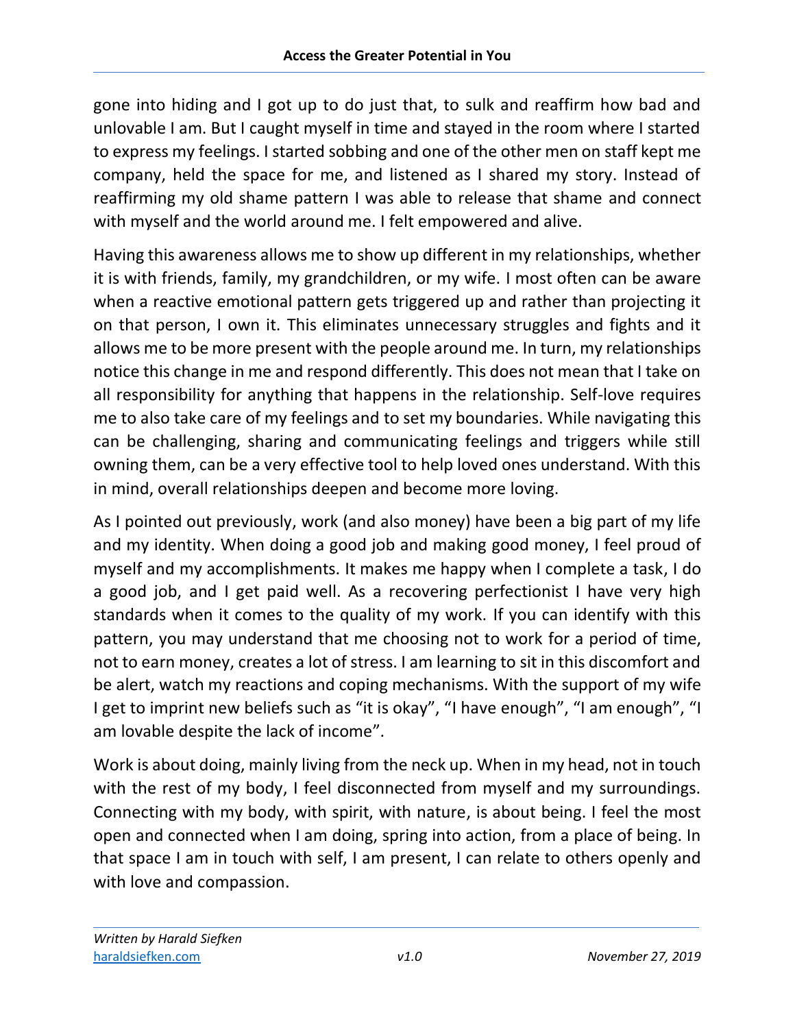gone into hiding and I got up to do just that, to sulk and reaffirm how bad and unlovable I am. But I caught myself in time and stayed in the room where I started to express my feelings. I started sobbing and one of the other men on staff kept me company, held the space for me, and listened as I shared my story. Instead of reaffirming my old shame pattern I was able to release that shame and connect with myself and the world around me. I felt empowered and alive.

Having this awareness allows me to show up different in my relationships, whether it is with friends, family, my grandchildren, or my wife. I most often can be aware when a reactive emotional pattern gets triggered up and rather than projecting it on that person, I own it. This eliminates unnecessary struggles and fights and it allows me to be more present with the people around me. In turn, my relationships notice this change in me and respond differently. This does not mean that I take on all responsibility for anything that happens in the relationship. Self-love requires me to also take care of my feelings and to set my boundaries. While navigating this can be challenging, sharing and communicating feelings and triggers while still owning them, can be a very effective tool to help loved ones understand. With this in mind, overall relationships deepen and become more loving.

As I pointed out previously, work (and also money) have been a big part of my life and my identity. When doing a good job and making good money, I feel proud of myself and my accomplishments. It makes me happy when I complete a task, I do a good job, and I get paid well. As a recovering perfectionist I have very high standards when it comes to the quality of my work. If you can identify with this pattern, you may understand that me choosing not to work for a period of time, not to earn money, creates a lot of stress. I am learning to sit in this discomfort and be alert, watch my reactions and coping mechanisms. With the support of my wife I get to imprint new beliefs such as "it is okay", "I have enough", "I am enough", "I am lovable despite the lack of income".

Work is about doing, mainly living from the neck up. When in my head, not in touch with the rest of my body, I feel disconnected from myself and my surroundings. Connecting with my body, with spirit, with nature, is about being. I feel the most open and connected when I am doing, spring into action, from a place of being. In that space I am in touch with self, I am present, I can relate to others openly and with love and compassion.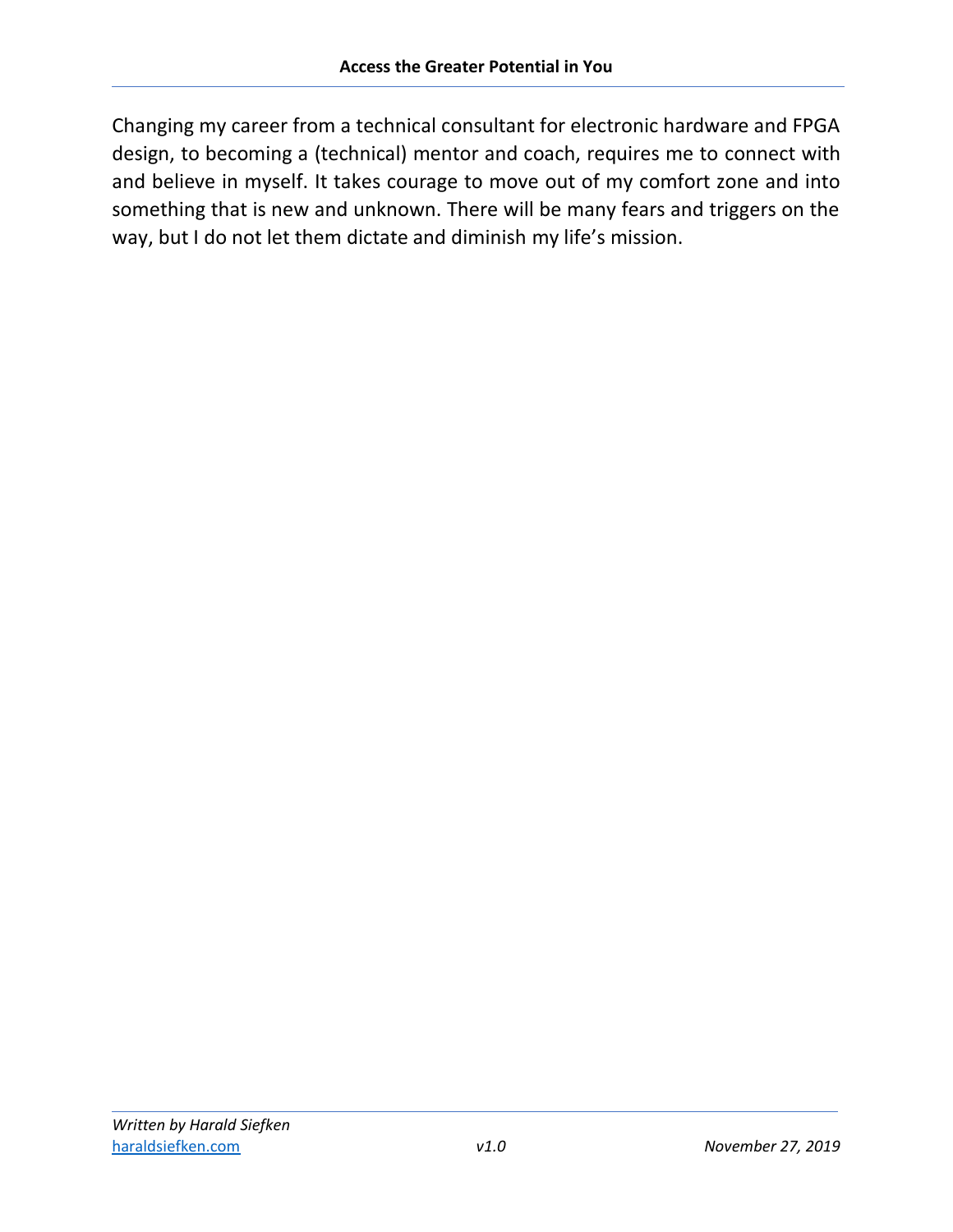Changing my career from a technical consultant for electronic hardware and FPGA design, to becoming a (technical) mentor and coach, requires me to connect with and believe in myself. It takes courage to move out of my comfort zone and into something that is new and unknown. There will be many fears and triggers on the way, but I do not let them dictate and diminish my life's mission.